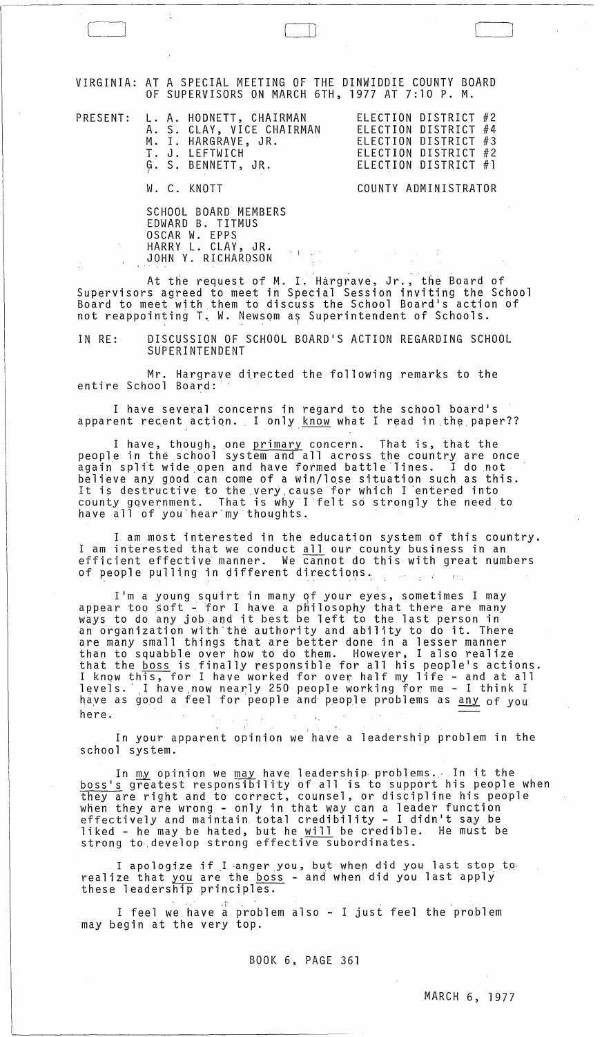VIRGINIA: AT A SPECIAL MEETING OF THE DINWIDDIE COUNTY BOARD OF SUPERVISORS ON MARCH 6TH, 1977 AT 7:10 P. M.

| | | |
|---|---|---|
| PRESENT: | L. A. HODNETT, CHAIRMAN | ELECTION DISTRICT #2 |
| | A. S. CLAY, VICE CHAIRMAN | ELECTION DISTRICT #4 |
| | M. I. HARGRAVE, JR. | ELECTION DISTRICT #3 |
| | T. J. LEFTWICH | ELECTION DISTRICT #2 |
| | G. S. BENNETT, JR. | ELECTION DISTRICT #1 |
| | W. C. KNOTT | COUNTY ADMINISTRATOR |

SCHOOL BOARD MEMBERS
EDWARD B. TITMUS
OSCAR W. EPPS
HARRY L. CLAY, JR.
JOHN Y. RICHARDSON

At the request of M. I. Hargrave, Jr., the Board of Supervisors agreed to meet in Special Session inviting the School Board to meet with them to discuss the School Board's action of not reappointing T. W. Newsom as Superintendent of Schools.

IN RE: DISCUSSION OF SCHOOL BOARD'S ACTION REGARDING SCHOOL SUPERINTENDENT

Mr. Hargrave directed the following remarks to the entire School Board:

I have several concerns in regard to the school board's apparent recent action. I only _know_ what I read in the paper??

I have, though, one _primary_ concern. That is, that the people in the school system and all across the country are once again split wide open and have formed battle lines. I do not believe any good can come of a win/lose situation such as this. It is destructive to the very cause for which I entered into county government. That is why I felt so strongly the need to have all of you hear my thoughts.

I am most interested in the education system of this country. I am interested that we conduct _all_ our county business in an efficient effective manner. We _cannot_ do this with great numbers of people pulling in different directions.

I'm a young squirt in many of your eyes, sometimes I may appear too soft - for I have a philosophy that there are many ways to do any job and it best be left to the last person in an organization with the authority and ability to do it. There are many small things that are better done in a lesser manner than to squabble over how to do them. However, I also realize that the _boss_ is finally responsible for all his people's actions. I know _this_, for I have worked for over half my life - and at all levels. I have now nearly 250 people working for me - I think I have as good a feel for people and people problems as _any_ of you here.

In your apparent opinion we have a leadership problem in the school system.

In _my_ opinion we _may_ have leadership problems. In it the _boss's_ greatest responsibility of all is to support his people when they are right and to correct, counsel, or discipline his people when they are wrong - only in that way can a leader function effectively and maintain total credibility - I didn't say be liked - he may be hated, but he _will_ be credible. He must be strong to develop strong effective subordinates.

I apologize if I anger you, but when did you last stop to realize that _you_ are the _boss_ - and when did you last apply these leadership principles.

I feel we have a problem also - I just feel the problem may begin at the very top.

BOOK 6, PAGE 361

MARCH 6, 1977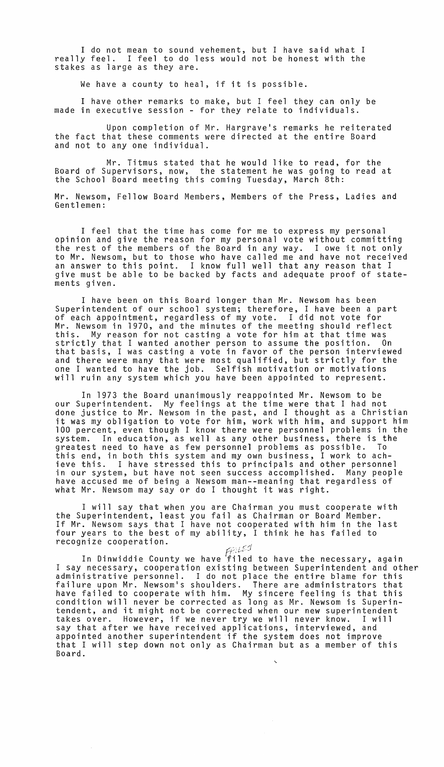I do not mean to sound vehement, but I have said what I really feel. I feel to do less would not be honest with the stakes as large as they are.

We have a county to heal, if it is possible.

I have other remarks to make, but I feel they can only be made in executive session - for they relate to individuals.

Upon completion of Mr. Hargrave's remarks he reiterated the fact that these comments were directed at the entire Board and not to any one individual.

Mr. Titmus stated that he would like to read, for the Board of Supervisors, now, the statement he was going to read at the School Board meeting this coming Tuesday, March 8th:

Mr. Newsom, Fellow Board Members, Members of the Press, Ladies and Gentlemen:

I feel that the time has come for me to express my personal opinion and give the reason for my personal vote without committing the rest of the members of the Board in any way. I owe it not only to Mr. Newsom, but to those who have called me and have not received an answer to this point. I know full well that any reason that I give must be able to be backed by facts and adequate proof of statements given.

I have been on this Board longer than Mr. Newsom has been Superintendent of our school system; therefore, I have been a part of each appointment, regardless of my vote. I did not vote for Mr. Newsom in 1970, and the minutes of the meeting should reflect this. My reason for not casting a vote for him at that time was strictly that I wanted another person to assume the position. On that basis, I was casting a vote in favor of the person interviewed and there were many that were most qualified, but strictly for the one I wanted to have the job. Selfish motivation or motivations will ruin any system which you have been appointed to represent.

In 1973 the Board unanimously reappointed Mr. Newsom to be our Superintendent. My feelings at the time were that I had not done justice to Mr. Newsom in the past, and I thought as a Christian it was my obligation to vote for him, work with him, and support him 100 percent, even though I know there were personnel problems in the system. In education, as well as any other business, there is the greatest need to have as few personnel problems as possible. To this end, in both this system and my own business, I work to achieve this. I have stressed this to principals and other personnel in our system, but have not seen success accomplished. Many people have accused me of being a Newsom man--meaning that regardless of what Mr. Newsom may say or do I thought it was right.

I will say that when you are Chairman you must cooperate with the Superintendent, least you fail as Chairman or Board Member. If Mr. Newsom says that I have not cooperated with him in the last four years to the best of my ability, I think he has failed to recognize cooperation.

In Dinwiddie County we have filed to have the necessary, again I say necessary, cooperation existing between Superintendent and other administrative personnel. I do not place the entire blame for this failure upon Mr. Newsom's shoulders. There are administrators that have failed to cooperate with him. My sincere feeling is that this condition will never be corrected as long as Mr. Newsom is Superintendent, and it might not be corrected when our new superintendent takes over. However, if we never try we will never know. I will say that after we have received applications, interviewed, and appointed another superintendent if the system does not improve that I will step down not only as Chairman but as a member of this Board.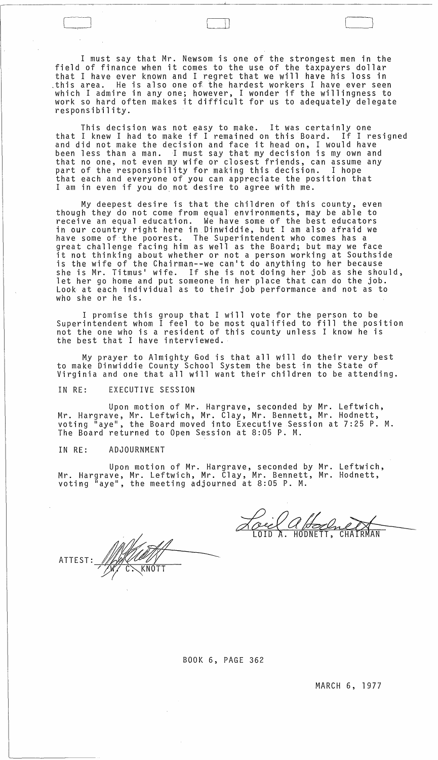I must say that Mr. Newsom is one of the strongest men in the field of finance when it comes to the use of the taxpayers dollar that I have ever known and I regret that we will have his loss in this area. He is also one of the hardest workers I have ever seen which I admire in any one; however, I wonder if the willingness to work so hard often makes it difficult for us to adequately delegate responsibility.

This decision was not easy to make. It was certainly one that I knew I had to make if I remained on this Board. If I resigned and did not make the decision and face it head on, I would have been less than a man. I must say that my decision is my own and that no one, not even my wife or closest friends, can assume any part of the responsibility for making this decision. I hope that each and everyone of you can appreciate the position that I am in even if you do not desire to agree with me.

My deepest desire is that the children of this county, even though they do not come from equal environments, may be able to receive an equal education. We have some of the best educators in our country right here in Dinwiddie, but I am also afraid we have some of the poorest. The Superintendent who comes has a great challenge facing him as well as the Board; but may we face it not thinking about whether or not a person working at Southside is the wife of the Chairman--we can't do anything to her because she is Mr. Titmus' wife. If she is not doing her job as she should, let her go home and put someone in her place that can do the job. Look at each individual as to their job performance and not as to who she or he is.

I promise this group that I will vote for the person to be Superintendent whom I feel to be most qualified to fill the position not the one who is a resident of this county unless I know he is the best that I have interviewed.

My prayer to Almighty God is that all will do their very best to make Dinwiddie County School System the best in the State of Virginia and one that all will want their children to be attending.

IN RE: EXECUTIVE SESSION

Upon motion of Mr. Hargrave, seconded by Mr. Leftwich, Mr. Hargrave, Mr. Leftwich, Mr. Clay, Mr. Bennett, Mr. Hodnett, voting "aye", the Board moved into Executive Session at 7:25 P. M. The Board returned to Open Session at 8:05 P. M.

IN RE: ADJOURNMENT

Upon motion of Mr. Hargrave, seconded by Mr. Leftwich, Mr. Hargrave, Mr. Leftwich, Mr. Clay, Mr. Bennett, Mr. Hodnett, voting "aye", the meeting adjourned at 8:05 P. M.

LOID A. HODNETT, CHAIRMAN

ATTEST: W. C. KNOTT

BOOK 6, PAGE 362

MARCH 6, 1977